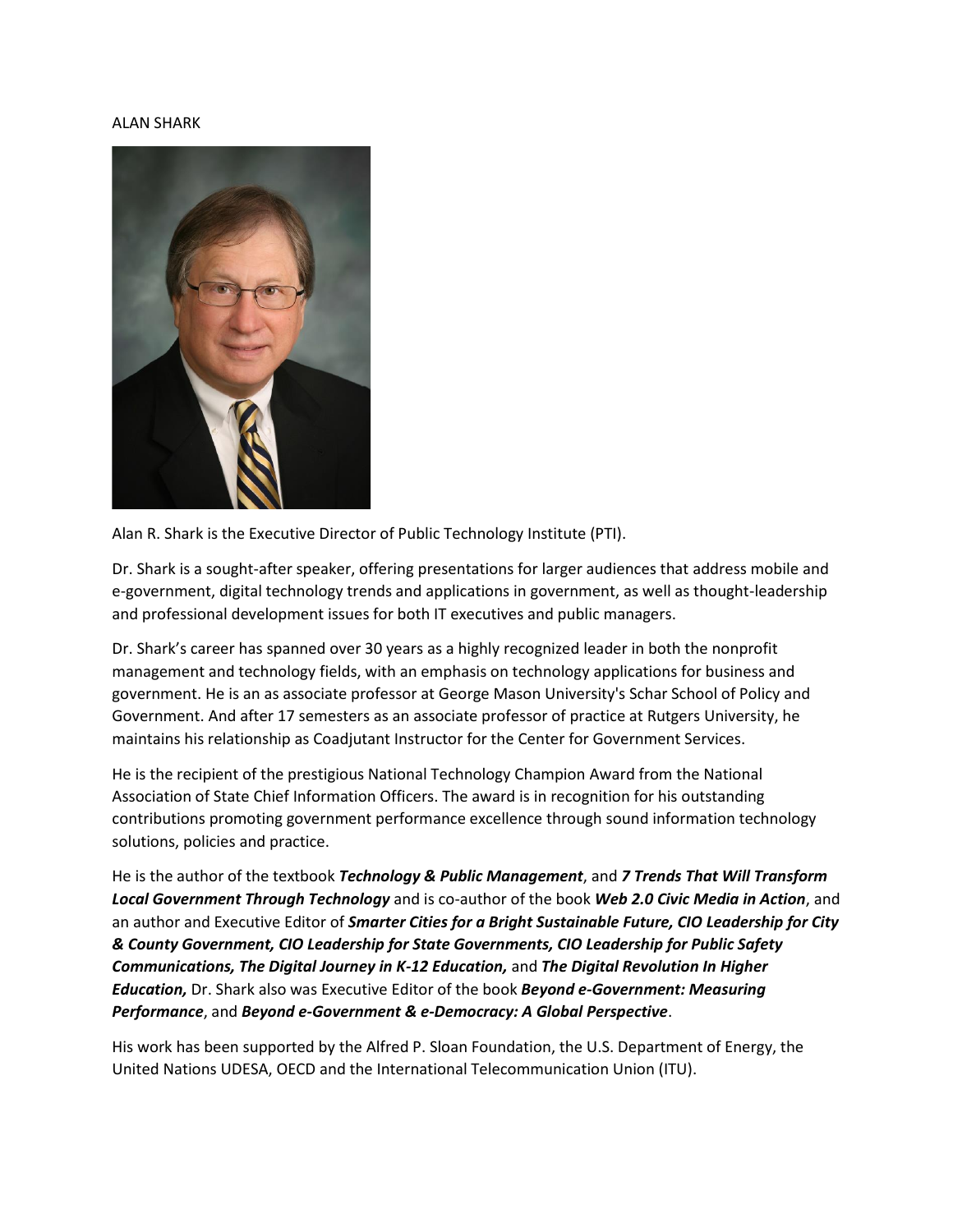ALAN SHARK

Alan R. Shark is the Executive Director of Public Technology Institute (PTI).

Dr. Shark is a sought-after speaker, offering presentations for larger audiences that address mobile and e-government, digital technology trends and applications in government, as well as thought-leadership and professional development issues for both IT executives and public managers.

Dr. Shark's career has spanned over 30 years as a highly recognized leader in both the nonprofit management and technology fields, with an emphasis on technology applications for business and government. He is an as associate professor at George Mason University's Schar School of Policy and Government. And after 17 semesters as an associate professor of practice at Rutgers University, he maintains his relationship as Coadjutant Instructor for the Center for Government Services.

He is the recipient of the prestigious National Technology Champion Award from the National Association of State Chief Information Officers. The award is in recognition for his outstanding contributions promoting government performance excellence through sound information technology solutions, policies and practice.

He is the author of the textbook ***Technology & Public Management***, and ***7 Trends That Will Transform Local Government Through Technology*** and is co-author of the book ***Web 2.0 Civic Media in Action***, and an author and Executive Editor of ***Smarter Cities for a Bright Sustainable Future, CIO Leadership for City & County Government, CIO Leadership for State Governments, CIO Leadership for Public Safety Communications, The Digital Journey in K-12 Education,*** and ***The Digital Revolution In Higher Education,*** Dr. Shark also was Executive Editor of the book ***Beyond e-Government: Measuring Performance***, and ***Beyond e-Government & e-Democracy: A Global Perspective***.

His work has been supported by the Alfred P. Sloan Foundation, the U.S. Department of Energy, the United Nations UDESA, OECD and the International Telecommunication Union (ITU).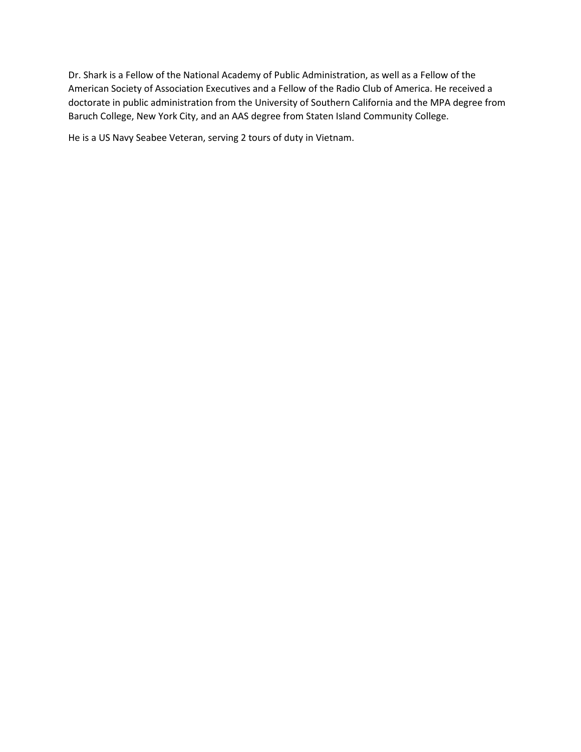Dr. Shark is a Fellow of the National Academy of Public Administration, as well as a Fellow of the American Society of Association Executives and a Fellow of the Radio Club of America. He received a doctorate in public administration from the University of Southern California and the MPA degree from Baruch College, New York City, and an AAS degree from Staten Island Community College.

He is a US Navy Seabee Veteran, serving 2 tours of duty in Vietnam.